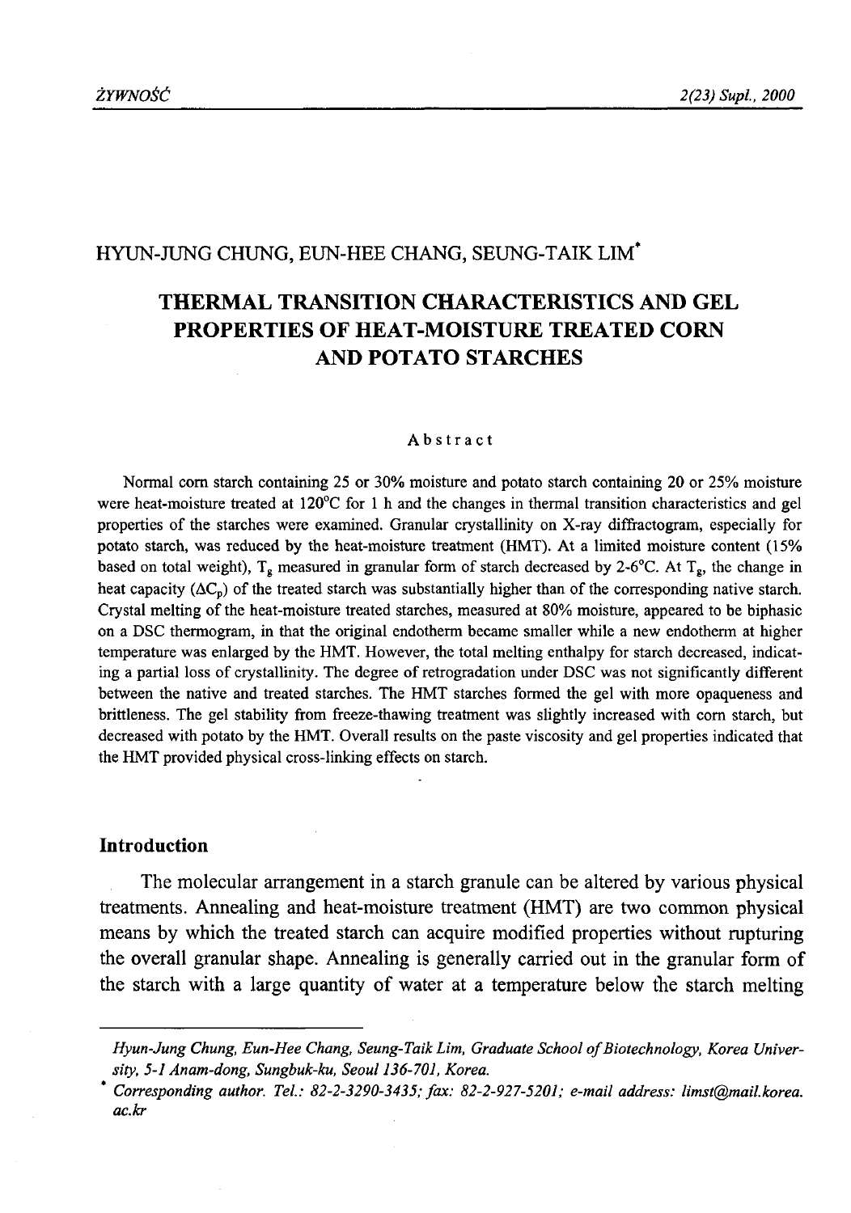HYUN-JUNG CHUNG, EUN-HEE CHANG, SEUNG-TAIK LIM*

# THERMAL TRANSITION CHARACTERISTICS AND GEL PROPERTIES OF HEAT-MOISTURE TREATED CORN AND POTATO STARCHES

## Abstract

Normal corn starch containing 25 or 30% moisture and potato starch containing 20 or 25% moisture were heat-moisture treated at 120°C for 1 h and the changes in thermal transition characteristics and gel properties of the starches were examined. Granular crystallinity on X-ray diffractogram, especially for potato starch, was reduced by the heat-moisture treatment (HMT). At a limited moisture content (15% based on total weight), $T_g$ measured in granular form of starch decreased by 2-6°C. At $T_g$, the change in heat capacity ($\Delta C_p$) of the treated starch was substantially higher than of the corresponding native starch. Crystal melting of the heat-moisture treated starches, measured at 80% moisture, appeared to be biphasic on a DSC thermogram, in that the original endotherm became smaller while a new endotherm at higher temperature was enlarged by the HMT. However, the total melting enthalpy for starch decreased, indicating a partial loss of crystallinity. The degree of retrogradation under DSC was not significantly different between the native and treated starches. The HMT starches formed the gel with more opaqueness and brittleness. The gel stability from freeze-thawing treatment was slightly increased with corn starch, but decreased with potato by the HMT. Overall results on the paste viscosity and gel properties indicated that the HMT provided physical cross-linking effects on starch.

## Introduction

The molecular arrangement in a starch granule can be altered by various physical treatments. Annealing and heat-moisture treatment (HMT) are two common physical means by which the treated starch can acquire modified properties without rupturing the overall granular shape. Annealing is generally carried out in the granular form of the starch with a large quantity of water at a temperature below the starch melting

---

*Hyun-Jung Chung, Eun-Hee Chang, Seung-Taik Lim, Graduate School of Biotechnology, Korea University, 5-1 Anam-dong, Sungbuk-ku, Seoul 136-701, Korea.*

\* *Corresponding author. Tel.: 82-2-3290-3435; fax: 82-2-927-5201; e-mail address: limst@mail.korea.ac.kr*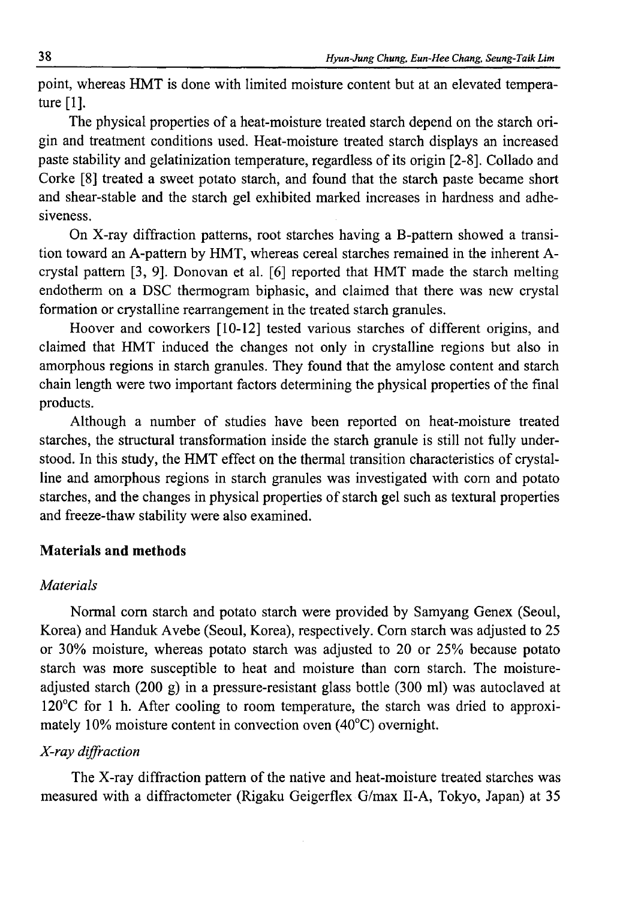point, whereas HMT is done with limited moisture content but at an elevated temperature [1].

The physical properties of a heat-moisture treated starch depend on the starch origin and treatment conditions used. Heat-moisture treated starch displays an increased paste stability and gelatinization temperature, regardless of its origin [2-8]. Collado and Corke [8] treated a sweet potato starch, and found that the starch paste became short and shear-stable and the starch gel exhibited marked increases in hardness and adhesiveness.

On X-ray diffraction patterns, root starches having a B-pattern showed a transition toward an A-pattern by HMT, whereas cereal starches remained in the inherent A-crystal pattern [3, 9]. Donovan et al. [6] reported that HMT made the starch melting endotherm on a DSC thermogram biphasic, and claimed that there was new crystal formation or crystalline rearrangement in the treated starch granules.

Hoover and coworkers [10-12] tested various starches of different origins, and claimed that HMT induced the changes not only in crystalline regions but also in amorphous regions in starch granules. They found that the amylose content and starch chain length were two important factors determining the physical properties of the final products.

Although a number of studies have been reported on heat-moisture treated starches, the structural transformation inside the starch granule is still not fully understood. In this study, the HMT effect on the thermal transition characteristics of crystalline and amorphous regions in starch granules was investigated with corn and potato starches, and the changes in physical properties of starch gel such as textural properties and freeze-thaw stability were also examined.

## Materials and methods

### *Materials*

Normal corn starch and potato starch were provided by Samyang Genex (Seoul, Korea) and Handuk Avebe (Seoul, Korea), respectively. Corn starch was adjusted to 25 or 30% moisture, whereas potato starch was adjusted to 20 or 25% because potato starch was more susceptible to heat and moisture than corn starch. The moisture-adjusted starch (200 g) in a pressure-resistant glass bottle (300 ml) was autoclaved at 120°C for 1 h. After cooling to room temperature, the starch was dried to approximately 10% moisture content in convection oven (40°C) overnight.

### *X-ray diffraction*

The X-ray diffraction pattern of the native and heat-moisture treated starches was measured with a diffractometer (Rigaku Geigerflex G/max II-A, Tokyo, Japan) at 35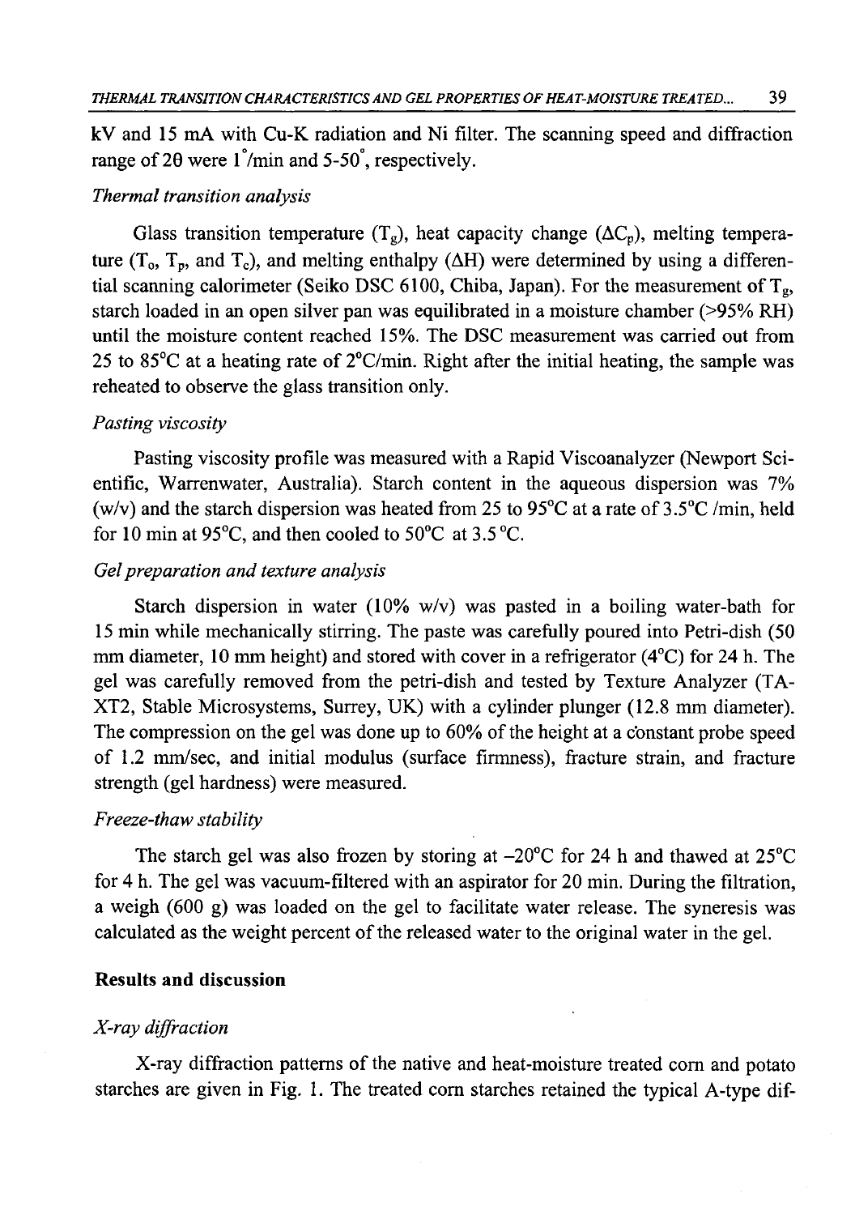kV and 15 mA with Cu-K radiation and Ni filter. The scanning speed and diffraction range of 2θ were 1°/min and 5-50°, respectively.

### *Thermal transition analysis*

Glass transition temperature ($T_g$), heat capacity change ($\Delta C_p$), melting temperature ($T_o$, $T_p$, and $T_c$), and melting enthalpy ($\Delta H$) were determined by using a differential scanning calorimeter (Seiko DSC 6100, Chiba, Japan). For the measurement of $T_g$, starch loaded in an open silver pan was equilibrated in a moisture chamber (>95% RH) until the moisture content reached 15%. The DSC measurement was carried out from 25 to 85°C at a heating rate of 2°C/min. Right after the initial heating, the sample was reheated to observe the glass transition only.

### *Pasting viscosity*

Pasting viscosity profile was measured with a Rapid Viscoanalyzer (Newport Scientific, Warrenwater, Australia). Starch content in the aqueous dispersion was 7% (w/v) and the starch dispersion was heated from 25 to 95°C at a rate of 3.5°C /min, held for 10 min at 95°C, and then cooled to 50°C at 3.5 °C.

### *Gel preparation and texture analysis*

Starch dispersion in water (10% w/v) was pasted in a boiling water-bath for 15 min while mechanically stirring. The paste was carefully poured into Petri-dish (50 mm diameter, 10 mm height) and stored with cover in a refrigerator (4°C) for 24 h. The gel was carefully removed from the petri-dish and tested by Texture Analyzer (TA-XT2, Stable Microsystems, Surrey, UK) with a cylinder plunger (12.8 mm diameter). The compression on the gel was done up to 60% of the height at a constant probe speed of 1.2 mm/sec, and initial modulus (surface firmness), fracture strain, and fracture strength (gel hardness) were measured.

### *Freeze-thaw stability*

The starch gel was also frozen by storing at –20°C for 24 h and thawed at 25°C for 4 h. The gel was vacuum-filtered with an aspirator for 20 min. During the filtration, a weigh (600 g) was loaded on the gel to facilitate water release. The syneresis was calculated as the weight percent of the released water to the original water in the gel.

## **Results and discussion**

### *X-ray diffraction*

X-ray diffraction patterns of the native and heat-moisture treated corn and potato starches are given in Fig. 1. The treated corn starches retained the typical A-type dif-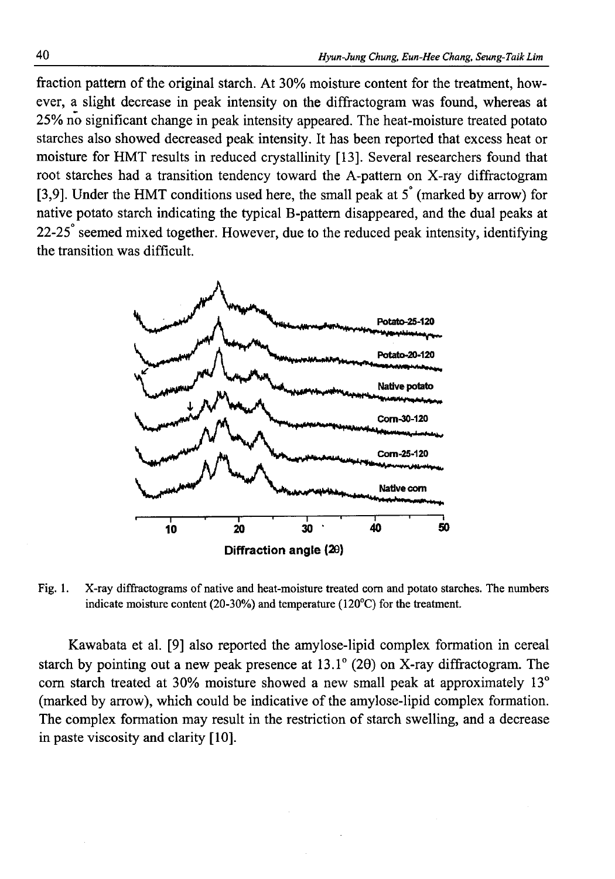fraction pattern of the original starch. At 30% moisture content for the treatment, however, a slight decrease in peak intensity on the diffractogram was found, whereas at 25% no significant change in peak intensity appeared. The heat-moisture treated potato starches also showed decreased peak intensity. It has been reported that excess heat or moisture for HMT results in reduced crystallinity [13]. Several researchers found that root starches had a transition tendency toward the A-pattern on X-ray diffractogram [3,9]. Under the HMT conditions used here, the small peak at 5° (marked by arrow) for native potato starch indicating the typical B-pattern disappeared, and the dual peaks at 22-25° seemed mixed together. However, due to the reduced peak intensity, identifying the transition was difficult.

Fig. 1. X-ray diffractograms of native and heat-moisture treated corn and potato starches. The numbers indicate moisture content (20-30%) and temperature (120°C) for the treatment.

Kawabata et al. [9] also reported the amylose-lipid complex formation in cereal starch by pointing out a new peak presence at 13.1° (2θ) on X-ray diffractogram. The corn starch treated at 30% moisture showed a new small peak at approximately 13° (marked by arrow), which could be indicative of the amylose-lipid complex formation. The complex formation may result in the restriction of starch swelling, and a decrease in paste viscosity and clarity [10].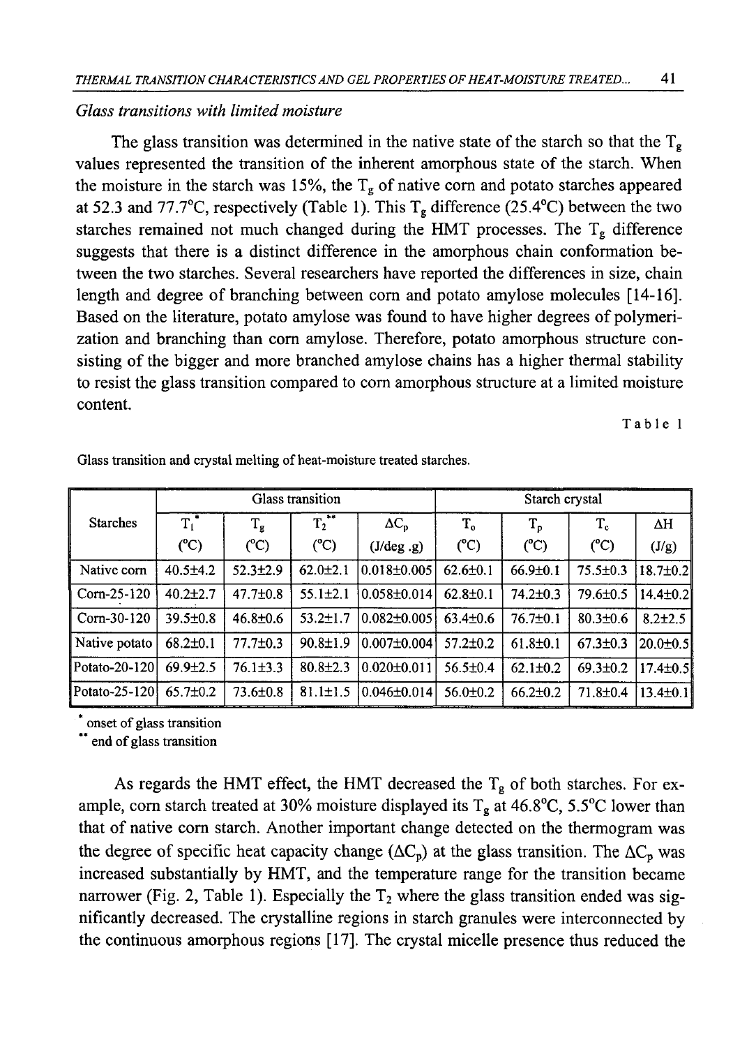*Glass transitions with limited moisture*

The glass transition was determined in the native state of the starch so that the $T_g$ values represented the transition of the inherent amorphous state of the starch. When the moisture in the starch was 15%, the $T_g$ of native corn and potato starches appeared at 52.3 and 77.7°C, respectively (Table 1). This $T_g$ difference (25.4°C) between the two starches remained not much changed during the HMT processes. The $T_g$ difference suggests that there is a distinct difference in the amorphous chain conformation between the two starches. Several researchers have reported the differences in size, chain length and degree of branching between corn and potato amylose molecules [14-16]. Based on the literature, potato amylose was found to have higher degrees of polymerization and branching than corn amylose. Therefore, potato amorphous structure consisting of the bigger and more branched amylose chains has a higher thermal stability to resist the glass transition compared to corn amorphous structure at a limited moisture content.

Table 1

Glass transition and crystal melting of heat-moisture treated starches.

| Starches | Glass transition | | | | Starch crystal | | | |
|---|---|---|---|---|---|---|---|---|
| | $T_1$* (°C) | $T_g$ (°C) | $T_2$** (°C) | $\Delta C_p$ (J/deg .g) | $T_o$ (°C) | $T_p$ (°C) | $T_c$ (°C) | $\Delta H$ (J/g) |
| Native corn | 40.5±4.2 | 52.3±2.9 | 62.0±2.1 | 0.018±0.005 | 62.6±0.1 | 66.9±0.1 | 75.5±0.3 | 18.7±0.2 |
| Corn-25-120 | 40.2±2.7 | 47.7±0.8 | 55.1±2.1 | 0.058±0.014 | 62.8±0.1 | 74.2±0.3 | 79.6±0.5 | 14.4±0.2 |
| Corn-30-120 | 39.5±0.8 | 46.8±0.6 | 53.2±1.7 | 0.082±0.005 | 63.4±0.6 | 76.7±0.1 | 80.3±0.6 | 8.2±2.5 |
| Native potato | 68.2±0.1 | 77.7±0.3 | 90.8±1.9 | 0.007±0.004 | 57.2±0.2 | 61.8±0.1 | 67.3±0.3 | 20.0±0.5 |
| Potato-20-120 | 69.9±2.5 | 76.1±3.3 | 80.8±2.3 | 0.020±0.011 | 56.5±0.4 | 62.1±0.2 | 69.3±0.2 | 17.4±0.5 |
| Potato-25-120 | 65.7±0.2 | 73.6±0.8 | 81.1±1.5 | 0.046±0.014 | 56.0±0.2 | 66.2±0.2 | 71.8±0.4 | 13.4±0.1 |

\* onset of glass transition

\*\* end of glass transition

As regards the HMT effect, the HMT decreased the $T_g$ of both starches. For example, corn starch treated at 30% moisture displayed its $T_g$ at 46.8°C, 5.5°C lower than that of native corn starch. Another important change detected on the thermogram was the degree of specific heat capacity change ($\Delta C_p$) at the glass transition. The $\Delta C_p$ was increased substantially by HMT, and the temperature range for the transition became narrower (Fig. 2, Table 1). Especially the $T_2$ where the glass transition ended was significantly decreased. The crystalline regions in starch granules were interconnected by the continuous amorphous regions [17]. The crystal micelle presence thus reduced the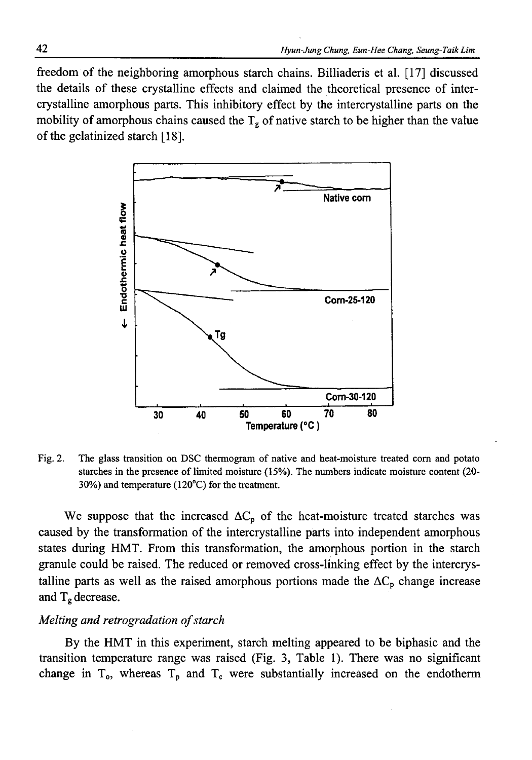freedom of the neighboring amorphous starch chains. Billiaderis et al. [17] discussed the details of these crystalline effects and claimed the theoretical presence of intercrystalline amorphous parts. This inhibitory effect by the intercrystalline parts on the mobility of amorphous chains caused the $T_g$ of native starch to be higher than the value of the gelatinized starch [18].

Fig. 2. The glass transition on DSC thermogram of native and heat-moisture treated corn and potato starches in the presence of limited moisture (15%). The numbers indicate moisture content (20-30%) and temperature (120°C) for the treatment.

We suppose that the increased $\Delta C_p$ of the heat-moisture treated starches was caused by the transformation of the intercrystalline parts into independent amorphous states during HMT. From this transformation, the amorphous portion in the starch granule could be raised. The reduced or removed cross-linking effect by the intercrystalline parts as well as the raised amorphous portions made the $\Delta C_p$ change increase and $T_g$ decrease.

*Melting and retrogradation of starch*

By the HMT in this experiment, starch melting appeared to be biphasic and the transition temperature range was raised (Fig. 3, Table 1). There was no significant change in $T_o$, whereas $T_p$ and $T_c$ were substantially increased on the endotherm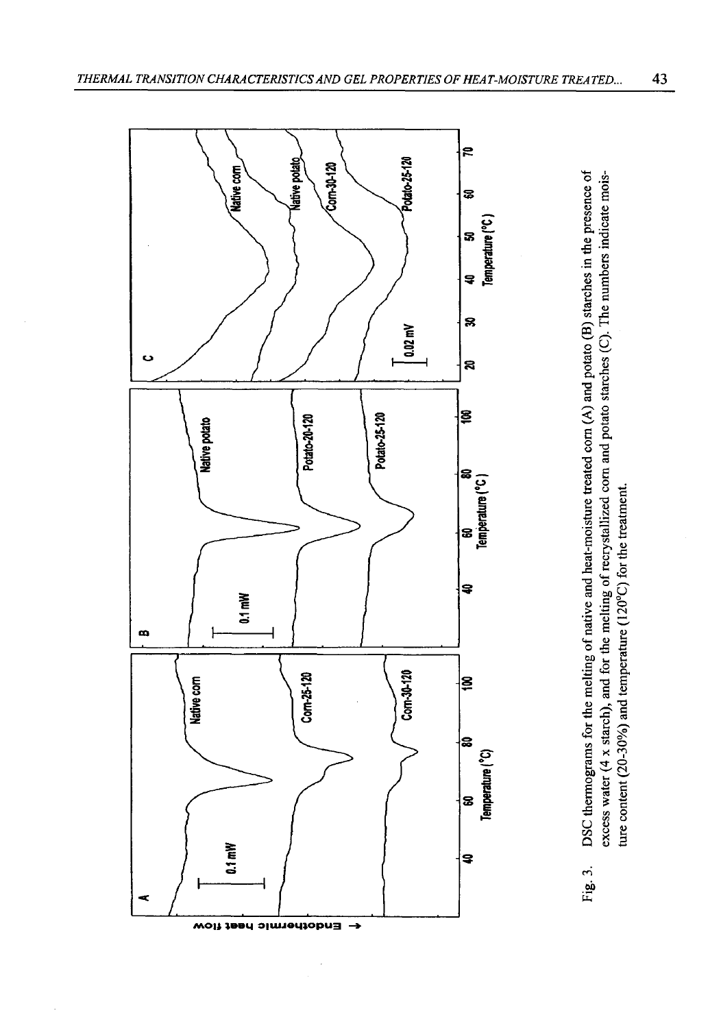Fig. 3. DSC thermograms for the melting of native and heat-moisture treated corn (A) and potato (B) starches in the presence of excess water (4 x starch), and for the melting of recrystallized corn and potato starches (C). The numbers indicate moisture content (20-30%) and temperature (120°C) for the treatment.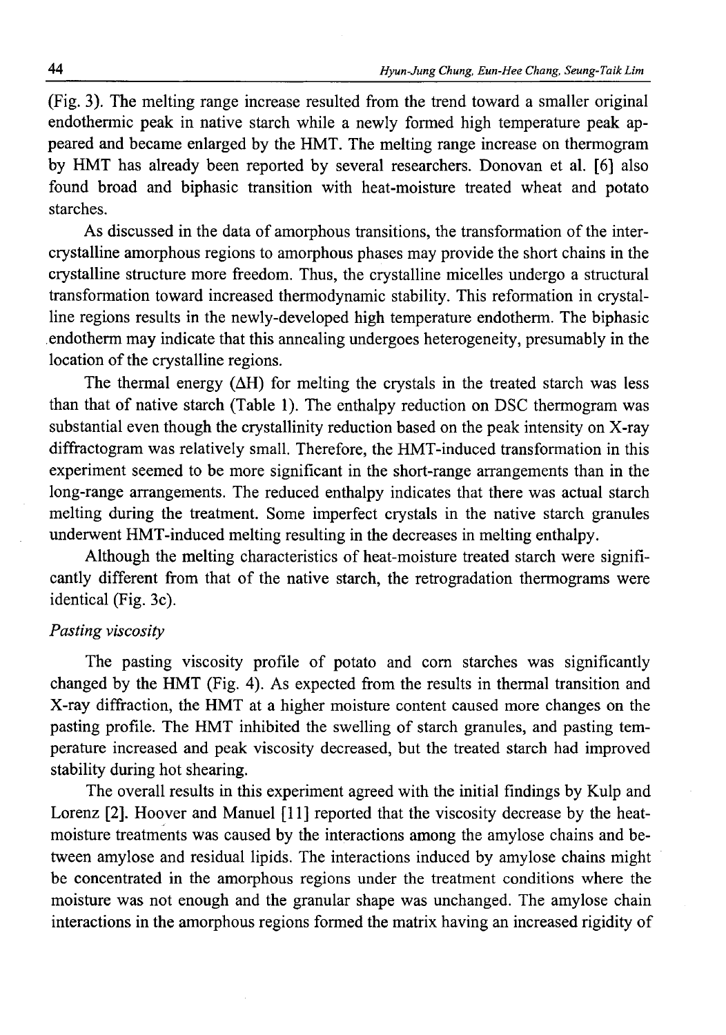(Fig. 3). The melting range increase resulted from the trend toward a smaller original endothermic peak in native starch while a newly formed high temperature peak appeared and became enlarged by the HMT. The melting range increase on thermogram by HMT has already been reported by several researchers. Donovan et al. [6] also found broad and biphasic transition with heat-moisture treated wheat and potato starches.

As discussed in the data of amorphous transitions, the transformation of the intercrystalline amorphous regions to amorphous phases may provide the short chains in the crystalline structure more freedom. Thus, the crystalline micelles undergo a structural transformation toward increased thermodynamic stability. This reformation in crystalline regions results in the newly-developed high temperature endotherm. The biphasic endotherm may indicate that this annealing undergoes heterogeneity, presumably in the location of the crystalline regions.

The thermal energy (ΔH) for melting the crystals in the treated starch was less than that of native starch (Table 1). The enthalpy reduction on DSC thermogram was substantial even though the crystallinity reduction based on the peak intensity on X-ray diffractogram was relatively small. Therefore, the HMT-induced transformation in this experiment seemed to be more significant in the short-range arrangements than in the long-range arrangements. The reduced enthalpy indicates that there was actual starch melting during the treatment. Some imperfect crystals in the native starch granules underwent HMT-induced melting resulting in the decreases in melting enthalpy.

Although the melting characteristics of heat-moisture treated starch were significantly different from that of the native starch, the retrogradation thermograms were identical (Fig. 3c).

*Pasting viscosity*

The pasting viscosity profile of potato and corn starches was significantly changed by the HMT (Fig. 4). As expected from the results in thermal transition and X-ray diffraction, the HMT at a higher moisture content caused more changes on the pasting profile. The HMT inhibited the swelling of starch granules, and pasting temperature increased and peak viscosity decreased, but the treated starch had improved stability during hot shearing.

The overall results in this experiment agreed with the initial findings by Kulp and Lorenz [2]. Hoover and Manuel [11] reported that the viscosity decrease by the heat-moisture treatments was caused by the interactions among the amylose chains and between amylose and residual lipids. The interactions induced by amylose chains might be concentrated in the amorphous regions under the treatment conditions where the moisture was not enough and the granular shape was unchanged. The amylose chain interactions in the amorphous regions formed the matrix having an increased rigidity of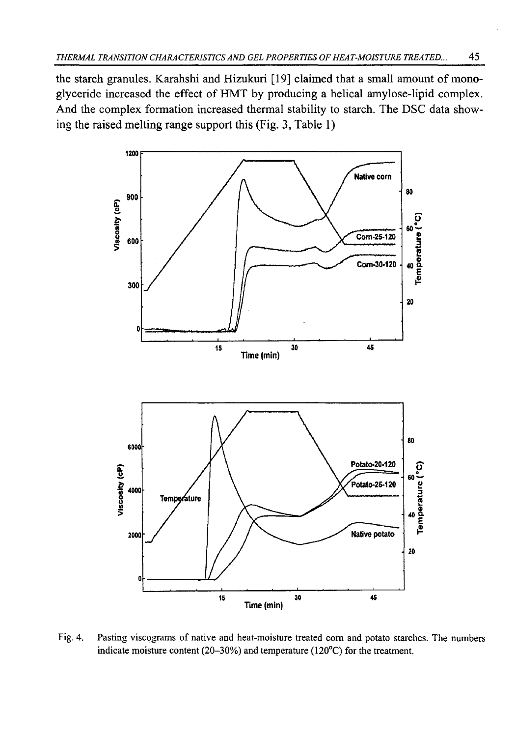the starch granules. Karahshi and Hizukuri [19] claimed that a small amount of monoglyceride increased the effect of HMT by producing a helical amylose-lipid complex. And the complex formation increased thermal stability to starch. The DSC data showing the raised melting range support this (Fig. 3, Table 1)

Fig. 4. Pasting viscograms of native and heat-moisture treated corn and potato starches. The numbers indicate moisture content (20–30%) and temperature (120°C) for the treatment.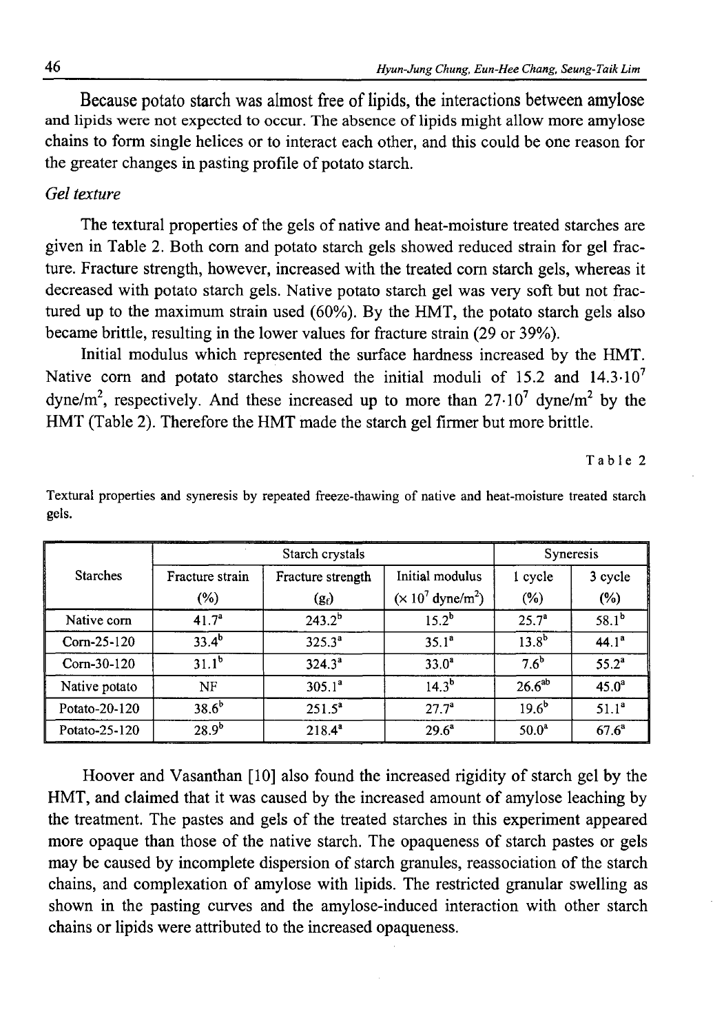Because potato starch was almost free of lipids, the interactions between amylose and lipids were not expected to occur. The absence of lipids might allow more amylose chains to form single helices or to interact each other, and this could be one reason for the greater changes in pasting profile of potato starch.

### *Gel texture*

The textural properties of the gels of native and heat-moisture treated starches are given in Table 2. Both corn and potato starch gels showed reduced strain for gel fracture. Fracture strength, however, increased with the treated corn starch gels, whereas it decreased with potato starch gels. Native potato starch gel was very soft but not fractured up to the maximum strain used (60%). By the HMT, the potato starch gels also became brittle, resulting in the lower values for fracture strain (29 or 39%).

Initial modulus which represented the surface hardness increased by the HMT. Native corn and potato starches showed the initial moduli of 15.2 and $14.3 \cdot 10^7$ dyne/m$^2$, respectively. And these increased up to more than $27 \cdot 10^7$ dyne/m$^2$ by the HMT (Table 2). Therefore the HMT made the starch gel firmer but more brittle.

Table 2

Textural properties and syneresis by repeated freeze-thawing of native and heat-moisture treated starch gels.

| Starches | Starch crystals | | | Syneresis | |
|---|---|---|---|---|---|
| | Fracture strain (%) | Fracture strength ($g_f$) | Initial modulus ($\times 10^7$ dyne/m$^2$) | 1 cycle (%) | 3 cycle (%) |
| Native corn | $41.7^a$ | $243.2^b$ | $15.2^b$ | $25.7^a$ | $58.1^b$ |
| Corn-25-120 | $33.4^b$ | $325.3^a$ | $35.1^a$ | $13.8^b$ | $44.1^a$ |
| Corn-30-120 | $31.1^b$ | $324.3^a$ | $33.0^a$ | $7.6^b$ | $55.2^a$ |
| Native potato | NF | $305.1^a$ | $14.3^b$ | $26.6^{ab}$ | $45.0^a$ |
| Potato-20-120 | $38.6^b$ | $251.5^a$ | $27.7^a$ | $19.6^b$ | $51.1^a$ |
| Potato-25-120 | $28.9^b$ | $218.4^a$ | $29.6^a$ | $50.0^a$ | $67.6^a$ |

Hoover and Vasanthan [10] also found the increased rigidity of starch gel by the HMT, and claimed that it was caused by the increased amount of amylose leaching by the treatment. The pastes and gels of the treated starches in this experiment appeared more opaque than those of the native starch. The opaqueness of starch pastes or gels may be caused by incomplete dispersion of starch granules, reassociation of the starch chains, and complexation of amylose with lipids. The restricted granular swelling as shown in the pasting curves and the amylose-induced interaction with other starch chains or lipids were attributed to the increased opaqueness.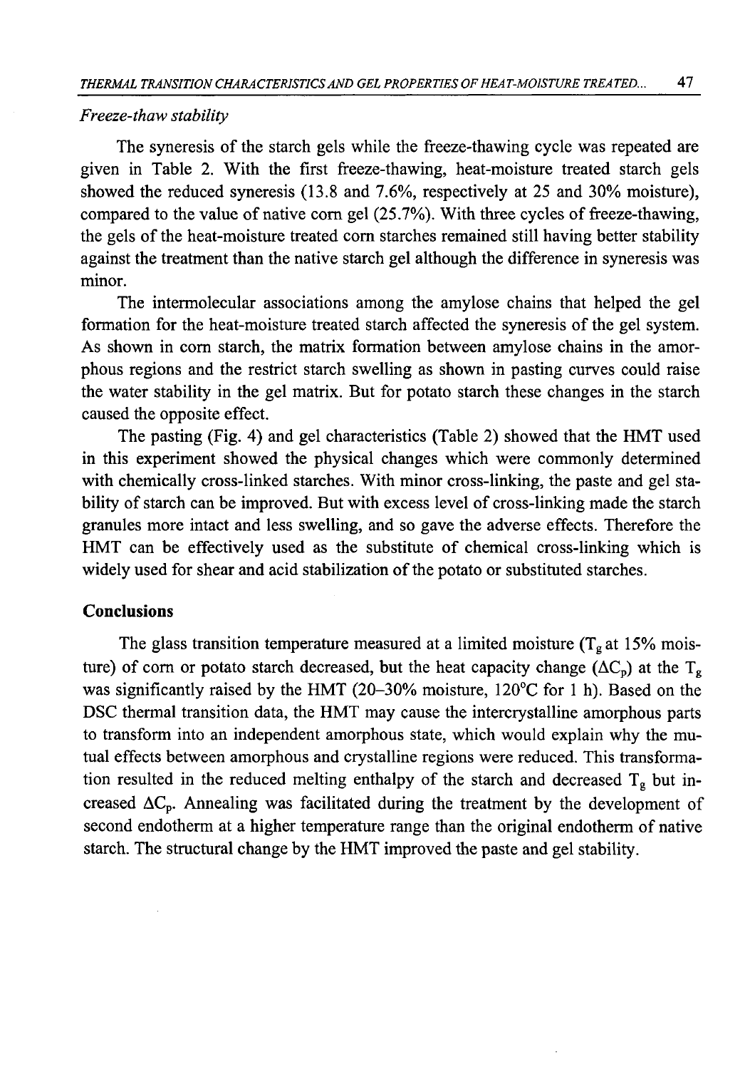*Freeze-thaw stability*

The syneresis of the starch gels while the freeze-thawing cycle was repeated are given in Table 2. With the first freeze-thawing, heat-moisture treated starch gels showed the reduced syneresis (13.8 and 7.6%, respectively at 25 and 30% moisture), compared to the value of native corn gel (25.7%). With three cycles of freeze-thawing, the gels of the heat-moisture treated corn starches remained still having better stability against the treatment than the native starch gel although the difference in syneresis was minor.

The intermolecular associations among the amylose chains that helped the gel formation for the heat-moisture treated starch affected the syneresis of the gel system. As shown in corn starch, the matrix formation between amylose chains in the amorphous regions and the restrict starch swelling as shown in pasting curves could raise the water stability in the gel matrix. But for potato starch these changes in the starch caused the opposite effect.

The pasting (Fig. 4) and gel characteristics (Table 2) showed that the HMT used in this experiment showed the physical changes which were commonly determined with chemically cross-linked starches. With minor cross-linking, the paste and gel stability of starch can be improved. But with excess level of cross-linking made the starch granules more intact and less swelling, and so gave the adverse effects. Therefore the HMT can be effectively used as the substitute of chemical cross-linking which is widely used for shear and acid stabilization of the potato or substituted starches.

## Conclusions

The glass transition temperature measured at a limited moisture ($T_g$ at 15% moisture) of corn or potato starch decreased, but the heat capacity change ($\Delta C_p$) at the $T_g$ was significantly raised by the HMT (20–30% moisture, 120°C for 1 h). Based on the DSC thermal transition data, the HMT may cause the intercrystalline amorphous parts to transform into an independent amorphous state, which would explain why the mutual effects between amorphous and crystalline regions were reduced. This transformation resulted in the reduced melting enthalpy of the starch and decreased $T_g$ but increased $\Delta C_p$. Annealing was facilitated during the treatment by the development of second endotherm at a higher temperature range than the original endotherm of native starch. The structural change by the HMT improved the paste and gel stability.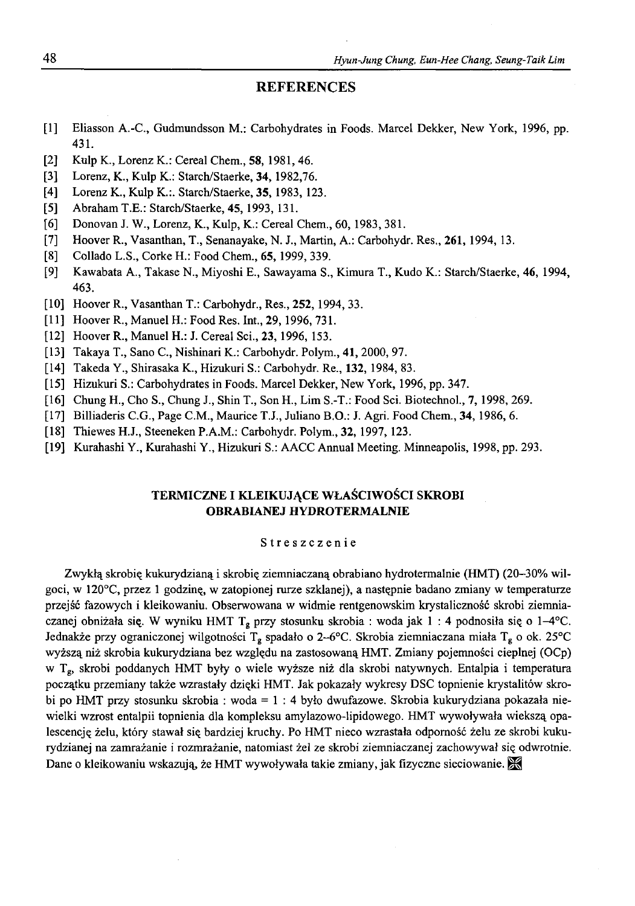## REFERENCES

[1] Eliasson A.-C., Gudmundsson M.: Carbohydrates in Foods. Marcel Dekker, New York, 1996, pp. 431.

[2] Kulp K., Lorenz K.: Cereal Chem., **58**, 1981, 46.

[3] Lorenz, K., Kulp K.: Starch/Staerke, **34**, 1982,76.

[4] Lorenz K., Kulp K.:. Starch/Staerke, **35**, 1983, 123.

[5] Abraham T.E.: Starch/Staerke, **45**, 1993, 131.

[6] Donovan J. W., Lorenz, K., Kulp, K.: Cereal Chem., 60, 1983, 381.

[7] Hoover R., Vasanthan, T., Senanayake, N. J., Martin, A.: Carbohydr. Res., **261**, 1994, 13.

[8] Collado L.S., Corke H.: Food Chem., **65**, 1999, 339.

[9] Kawabata A., Takase N., Miyoshi E., Sawayama S., Kimura T., Kudo K.: Starch/Staerke, **46**, 1994, 463.

[10] Hoover R., Vasanthan T.: Carbohydr., Res., **252**, 1994, 33.

[11] Hoover R., Manuel H.: Food Res. Int., **29**, 1996, 731.

[12] Hoover R., Manuel H.: J. Cereal Sci., **23**, 1996, 153.

[13] Takaya T., Sano C., Nishinari K.: Carbohydr. Polym., **41**, 2000, 97.

[14] Takeda Y., Shirasaka K., Hizukuri S.: Carbohydr. Re., **132**, 1984, 83.

[15] Hizukuri S.: Carbohydrates in Foods. Marcel Dekker, New York, 1996, pp. 347.

[16] Chung H., Cho S., Chung J., Shin T., Son H., Lim S.-T.: Food Sci. Biotechnol., **7**, 1998, 269.

[17] Billiaderis C.G., Page C.M., Maurice T.J., Juliano B.O.: J. Agri. Food Chem., **34**, 1986, 6.

[18] Thiewes H.J., Steeneken P.A.M.: Carbohydr. Polym., **32**, 1997, 123.

[19] Kurahashi Y., Kurahashi Y., Hizukuri S.: AACC Annual Meeting. Minneapolis, 1998, pp. 293.

## TERMICZNE I KLEIKUJĄCE WŁAŚCIWOŚCI SKROBI OBRABIANEJ HYDROTERMALNIE

### Streszczenie

Zwykłą skrobię kukurydzianą i skrobię ziemniaczaną obrabiano hydrotermalnie (HMT) (20–30% wilgoci, w 120°C, przez 1 godzinę, w zatopionej rurze szklanej), a następnie badano zmiany w temperaturze przejść fazowych i kleikowaniu. Obserwowana w widmie rentgenowskim krystaliczność skrobi ziemniaczanej obniżała się. W wyniku HMT $T_g$ przy stosunku skrobia : woda jak 1 : 4 podnosiła się o 1–4°C. Jednakże przy ograniczonej wilgotności $T_g$ spadało o 2–6°C. Skrobia ziemniaczana miała $T_g$ o ok. 25°C wyższą niż skrobia kukurydziana bez względu na zastosowaną HMT. Zmiany pojemności cieplnej (OCp) w $T_g$, skrobi poddanych HMT były o wiele wyższe niż dla skrobi natywnych. Entalpia i temperatura początku przemiany także wzrastały dzięki HMT. Jak pokazały wykresy DSC topnienie krystalitów skrobi po HMT przy stosunku skrobia : woda = 1 : 4 było dwufazowe. Skrobia kukurydziana pokazała niewielki wzrost entalpii topnienia dla kompleksu amylazowo-lipidowego. HMT wywoływała wieksząopalescencję żelu, który stawał się bardziej kruchy. Po HMT nieco wzrastała odporność żelu ze skrobi kukurydzianej na zamrażanie i rozmrażanie, natomiast żel ze skrobi ziemniaczanej zachowywał się odwrotnie. Dane o kleikowaniu wskazują, że HMT wywoływała takie zmiany, jak fizyczne sieciowanie.